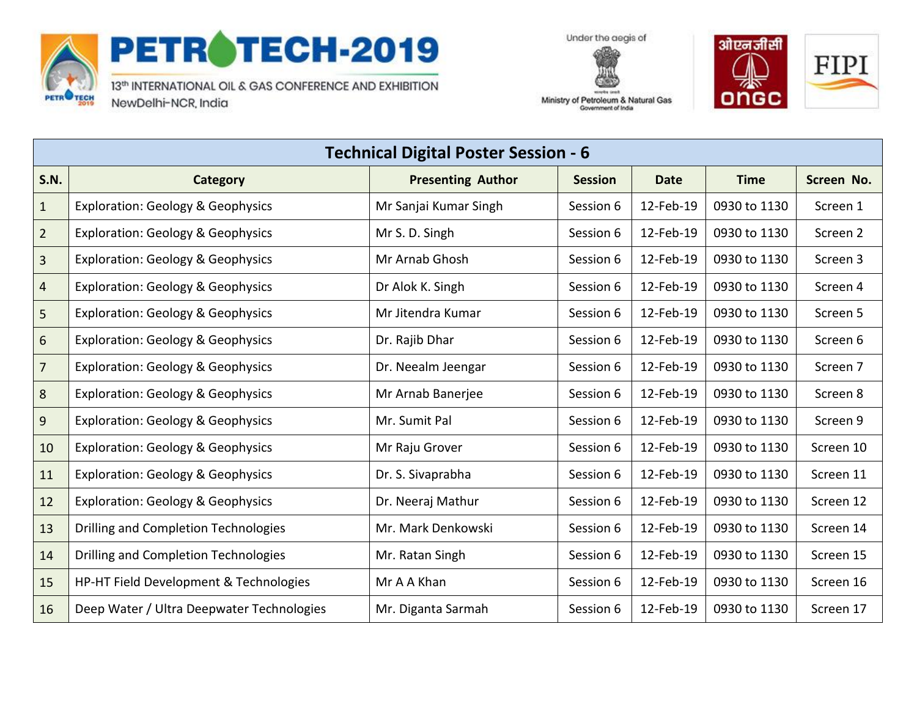PETROTECH-2019

13th INTERNATIONAL OIL & GAS CONFERENCE AND EXHIBITION
NewDelhi-NCR, India

Under the aegis of
Ministry of Petroleum & Natural Gas
Government of India

ONGC

FIPI

| Technical Digital Poster Session - 6 | | | | | | |
|---|---|---|---|---|---|---|
| **S.N.** | **Category** | **Presenting Author** | **Session** | **Date** | **Time** | **Screen No.** |
| 1 | Exploration: Geology & Geophysics | Mr Sanjai Kumar Singh | Session 6 | 12-Feb-19 | 0930 to 1130 | Screen 1 |
| 2 | Exploration: Geology & Geophysics | Mr S. D. Singh | Session 6 | 12-Feb-19 | 0930 to 1130 | Screen 2 |
| 3 | Exploration: Geology & Geophysics | Mr Arnab Ghosh | Session 6 | 12-Feb-19 | 0930 to 1130 | Screen 3 |
| 4 | Exploration: Geology & Geophysics | Dr Alok K. Singh | Session 6 | 12-Feb-19 | 0930 to 1130 | Screen 4 |
| 5 | Exploration: Geology & Geophysics | Mr Jitendra Kumar | Session 6 | 12-Feb-19 | 0930 to 1130 | Screen 5 |
| 6 | Exploration: Geology & Geophysics | Dr. Rajib Dhar | Session 6 | 12-Feb-19 | 0930 to 1130 | Screen 6 |
| 7 | Exploration: Geology & Geophysics | Dr. Neealm Jeengar | Session 6 | 12-Feb-19 | 0930 to 1130 | Screen 7 |
| 8 | Exploration: Geology & Geophysics | Mr Arnab Banerjee | Session 6 | 12-Feb-19 | 0930 to 1130 | Screen 8 |
| 9 | Exploration: Geology & Geophysics | Mr. Sumit Pal | Session 6 | 12-Feb-19 | 0930 to 1130 | Screen 9 |
| 10 | Exploration: Geology & Geophysics | Mr Raju Grover | Session 6 | 12-Feb-19 | 0930 to 1130 | Screen 10 |
| 11 | Exploration: Geology & Geophysics | Dr. S. Sivaprabha | Session 6 | 12-Feb-19 | 0930 to 1130 | Screen 11 |
| 12 | Exploration: Geology & Geophysics | Dr. Neeraj Mathur | Session 6 | 12-Feb-19 | 0930 to 1130 | Screen 12 |
| 13 | Drilling and Completion Technologies | Mr. Mark Denkowski | Session 6 | 12-Feb-19 | 0930 to 1130 | Screen 14 |
| 14 | Drilling and Completion Technologies | Mr. Ratan Singh | Session 6 | 12-Feb-19 | 0930 to 1130 | Screen 15 |
| 15 | HP-HT Field Development & Technologies | Mr A A Khan | Session 6 | 12-Feb-19 | 0930 to 1130 | Screen 16 |
| 16 | Deep Water / Ultra Deepwater Technologies | Mr. Diganta Sarmah | Session 6 | 12-Feb-19 | 0930 to 1130 | Screen 17 |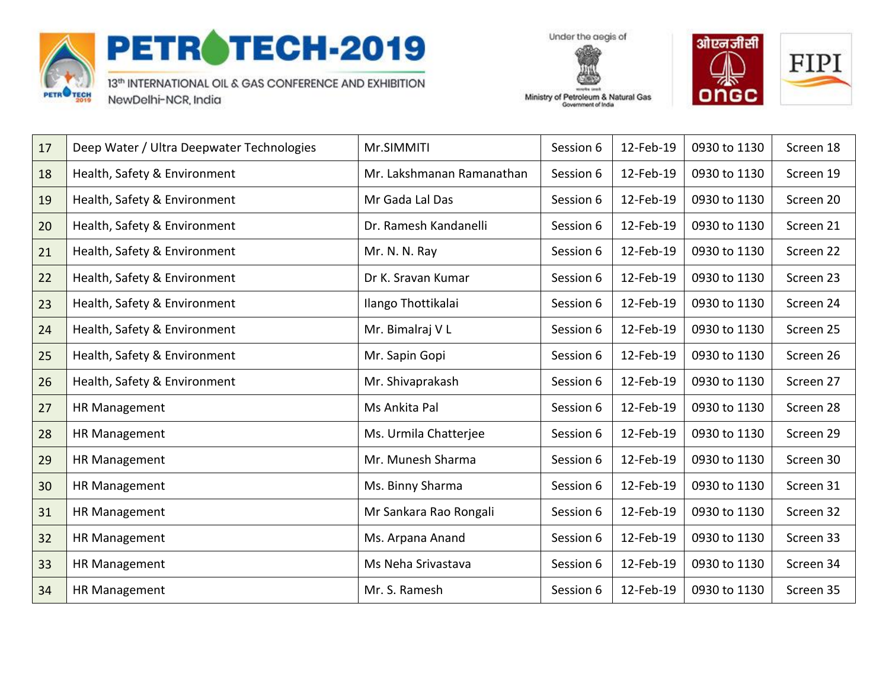| 17 | Deep Water / Ultra Deepwater Technologies | Mr.SIMMITI | Session 6 | 12-Feb-19 | 0930 to 1130 | Screen 18 |
|---|---|---|---|---|---|---|
| 18 | Health, Safety & Environment | Mr. Lakshmanan Ramanathan | Session 6 | 12-Feb-19 | 0930 to 1130 | Screen 19 |
| 19 | Health, Safety & Environment | Mr Gada Lal Das | Session 6 | 12-Feb-19 | 0930 to 1130 | Screen 20 |
| 20 | Health, Safety & Environment | Dr. Ramesh Kandanelli | Session 6 | 12-Feb-19 | 0930 to 1130 | Screen 21 |
| 21 | Health, Safety & Environment | Mr. N. N. Ray | Session 6 | 12-Feb-19 | 0930 to 1130 | Screen 22 |
| 22 | Health, Safety & Environment | Dr K. Sravan Kumar | Session 6 | 12-Feb-19 | 0930 to 1130 | Screen 23 |
| 23 | Health, Safety & Environment | Ilango Thottikalai | Session 6 | 12-Feb-19 | 0930 to 1130 | Screen 24 |
| 24 | Health, Safety & Environment | Mr. Bimalraj V L | Session 6 | 12-Feb-19 | 0930 to 1130 | Screen 25 |
| 25 | Health, Safety & Environment | Mr. Sapin Gopi | Session 6 | 12-Feb-19 | 0930 to 1130 | Screen 26 |
| 26 | Health, Safety & Environment | Mr. Shivaprakash | Session 6 | 12-Feb-19 | 0930 to 1130 | Screen 27 |
| 27 | HR Management | Ms Ankita Pal | Session 6 | 12-Feb-19 | 0930 to 1130 | Screen 28 |
| 28 | HR Management | Ms. Urmila Chatterjee | Session 6 | 12-Feb-19 | 0930 to 1130 | Screen 29 |
| 29 | HR Management | Mr. Munesh Sharma | Session 6 | 12-Feb-19 | 0930 to 1130 | Screen 30 |
| 30 | HR Management | Ms. Binny Sharma | Session 6 | 12-Feb-19 | 0930 to 1130 | Screen 31 |
| 31 | HR Management | Mr Sankara Rao Rongali | Session 6 | 12-Feb-19 | 0930 to 1130 | Screen 32 |
| 32 | HR Management | Ms. Arpana Anand | Session 6 | 12-Feb-19 | 0930 to 1130 | Screen 33 |
| 33 | HR Management | Ms Neha Srivastava | Session 6 | 12-Feb-19 | 0930 to 1130 | Screen 34 |
| 34 | HR Management | Mr. S. Ramesh | Session 6 | 12-Feb-19 | 0930 to 1130 | Screen 35 |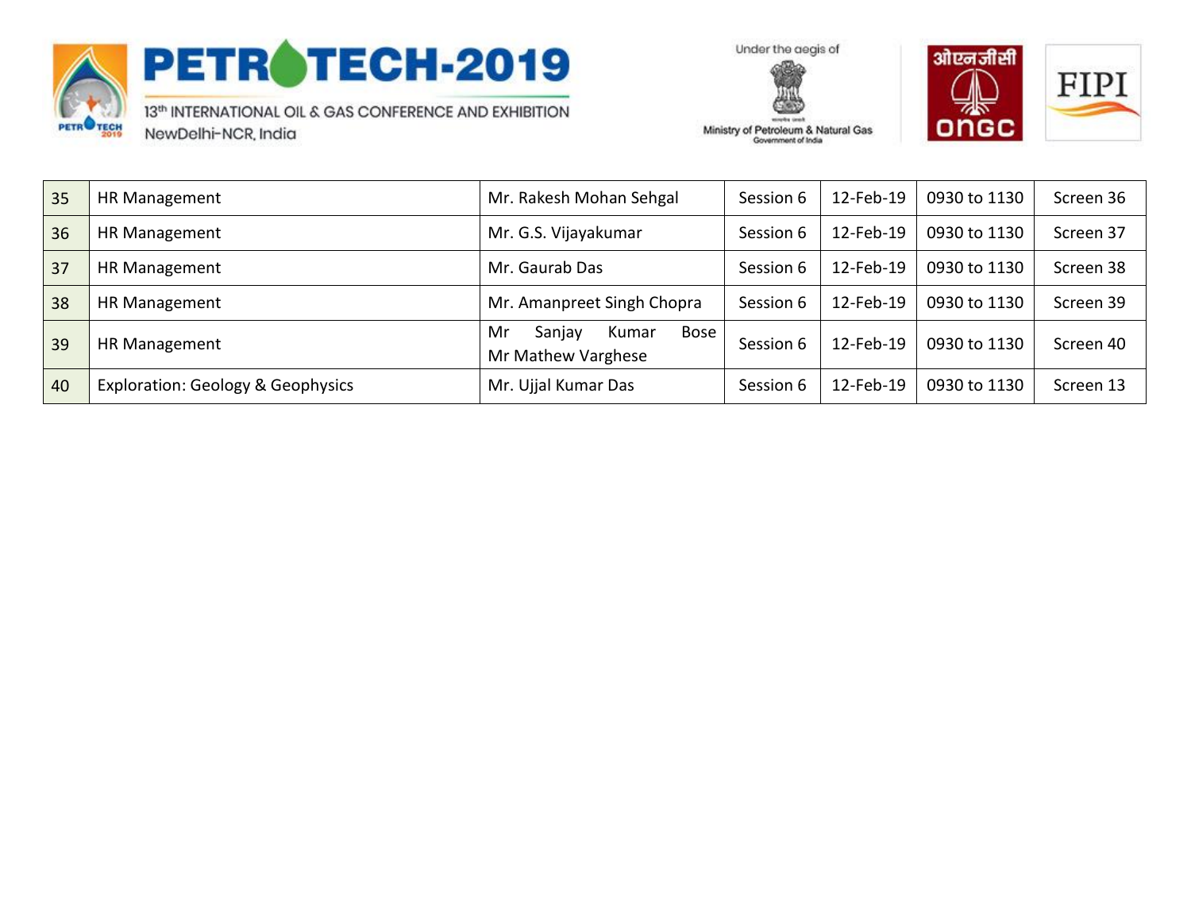| | | | | | | |
|---|---|---|---|---|---|---|
| 35 | HR Management | Mr. Rakesh Mohan Sehgal | Session 6 | 12-Feb-19 | 0930 to 1130 | Screen 36 |
| 36 | HR Management | Mr. G.S. Vijayakumar | Session 6 | 12-Feb-19 | 0930 to 1130 | Screen 37 |
| 37 | HR Management | Mr. Gaurab Das | Session 6 | 12-Feb-19 | 0930 to 1130 | Screen 38 |
| 38 | HR Management | Mr. Amanpreet Singh Chopra | Session 6 | 12-Feb-19 | 0930 to 1130 | Screen 39 |
| 39 | HR Management | Mr Sanjay Kumar Bose<br>Mr Mathew Varghese | Session 6 | 12-Feb-19 | 0930 to 1130 | Screen 40 |
| 40 | Exploration: Geology & Geophysics | Mr. Ujjal Kumar Das | Session 6 | 12-Feb-19 | 0930 to 1130 | Screen 13 |